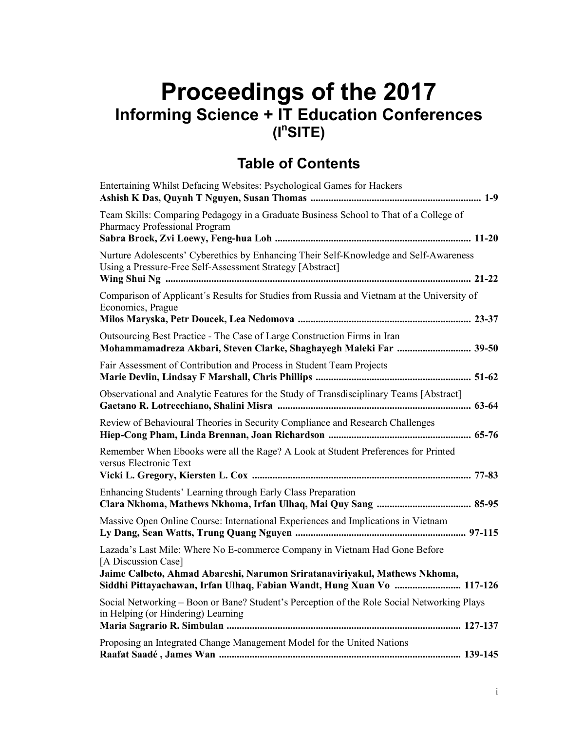# Proceedings of the 2017

## Informing Science + IT Education Conferences

## (I$^{n}$SITE)

## Table of Contents

Entertaining Whilst Defacing Websites: Psychological Games for Hackers
**Ashish K Das, Quynh T Nguyen, Susan Thomas ................................................................. 1-9**

Team Skills: Comparing Pedagogy in a Graduate Business School to That of a College of Pharmacy Professional Program
**Sabra Brock, Zvi Loewy, Feng-hua Loh ........................................................................... 11-20**

Nurture Adolescents' Cyberethics by Enhancing Their Self-Knowledge and Self-Awareness Using a Pressure-Free Self-Assessment Strategy [Abstract]
**Wing Shui Ng ...................................................................................................................... 21-22**

Comparison of Applicant´s Results for Studies from Russia and Vietnam at the University of Economics, Prague
**Milos Maryska, Petr Doucek, Lea Nedomova ................................................................... 23-37**

Outsourcing Best Practice - The Case of Large Construction Firms in Iran
**Mohammamadreza Akbari, Steven Clarke, Shaghayegh Maleki Far ............................ 39-50**

Fair Assessment of Contribution and Process in Student Team Projects
**Marie Devlin, Lindsay F Marshall, Chris Phillips ............................................................ 51-62**

Observational and Analytic Features for the Study of Transdisciplinary Teams [Abstract]
**Gaetano R. Lotrecchiano, Shalini Misra ........................................................................... 63-64**

Review of Behavioural Theories in Security Compliance and Research Challenges
**Hiep-Cong Pham, Linda Brennan, Joan Richardson ....................................................... 65-76**

Remember When Ebooks were all the Rage? A Look at Student Preferences for Printed versus Electronic Text
**Vicki L. Gregory, Kiersten L. Cox ..................................................................................... 77-83**

Enhancing Students' Learning through Early Class Preparation
**Clara Nkhoma, Mathews Nkhoma, Irfan Ulhaq, Mai Quy Sang .................................... 85-95**

Massive Open Online Course: International Experiences and Implications in Vietnam
**Ly Dang, Sean Watts, Trung Quang Nguyen .................................................................. 97-115**

Lazada's Last Mile: Where No E-commerce Company in Vietnam Had Gone Before [A Discussion Case]
**Jaime Calbeto, Ahmad Abareshi, Narumon Sriratanaviriyakul, Mathews Nkhoma, Siddhi Pittayachawan, Irfan Ulhaq, Fabian Wandt, Hung Xuan Vo .......................... 117-126**

Social Networking – Boon or Bane? Student's Perception of the Role Social Networking Plays in Helping (or Hindering) Learning
**Maria Sagrario R. Simbulan ........................................................................................... 127-137**

Proposing an Integrated Change Management Model for the United Nations
**Raafat Saadé , James Wan .............................................................................................. 139-145**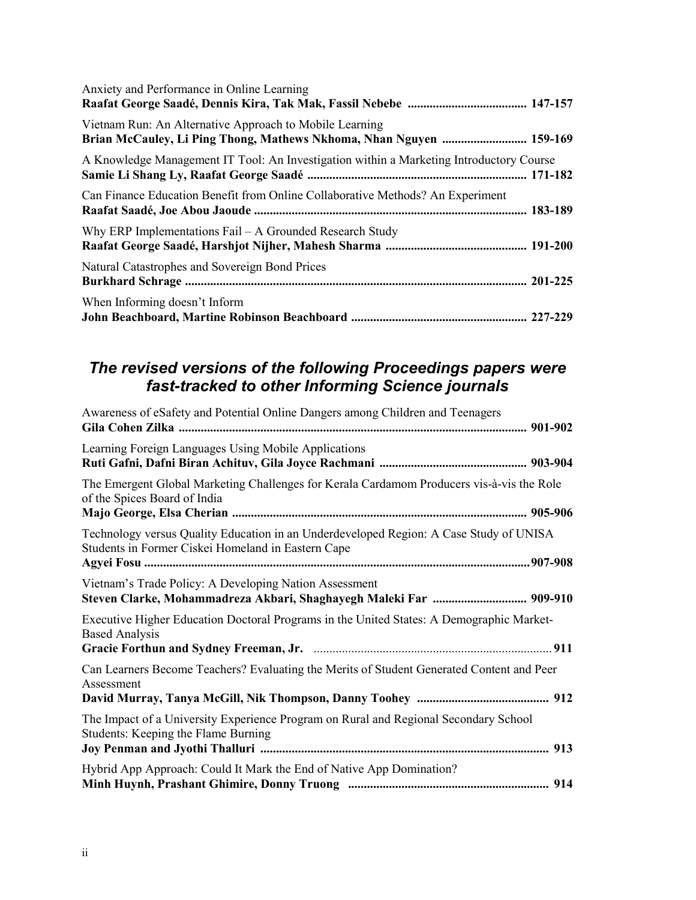Anxiety and Performance in Online Learning
**Raafat George Saadé, Dennis Kira, Tak Mak, Fassil Nebebe ...................................... 147-157**

Vietnam Run: An Alternative Approach to Mobile Learning
**Brian McCauley, Li Ping Thong, Mathews Nkhoma, Nhan Nguyen ........................... 159-169**

A Knowledge Management IT Tool: An Investigation within a Marketing Introductory Course
**Samie Li Shang Ly, Raafat George Saadé ..................................................................... 171-182**

Can Finance Education Benefit from Online Collaborative Methods? An Experiment
**Raafat Saadé, Joe Abou Jaoude ...................................................................................... 183-189**

Why ERP Implementations Fail – A Grounded Research Study
**Raafat George Saadé, Harshjot Nijher, Mahesh Sharma ............................................. 191-200**

Natural Catastrophes and Sovereign Bond Prices
**Burkhard Schrage ............................................................................................................ 201-225**

When Informing doesn't Inform
**John Beachboard, Martine Robinson Beachboard ........................................................ 227-229**

## *The revised versions of the following Proceedings papers were fast-tracked to other Informing Science journals*

Awareness of eSafety and Potential Online Dangers among Children and Teenagers
**Gila Cohen Zilka .............................................................................................................. 901-902**

Learning Foreign Languages Using Mobile Applications
**Ruti Gafni, Dafni Biran Achituv, Gila Joyce Rachmani ............................................... 903-904**

The Emergent Global Marketing Challenges for Kerala Cardamom Producers vis-à-vis the Role of the Spices Board of India
**Majo George, Elsa Cherian ............................................................................................. 905-906**

Technology versus Quality Education in an Underdeveloped Region: A Case Study of UNISA Students in Former Ciskei Homeland in Eastern Cape
**Agyei Fosu .........................................................................................................................907-908**

Vietnam's Trade Policy: A Developing Nation Assessment
**Steven Clarke, Mohammadreza Akbari, Shaghayegh Maleki Far .............................. 909-910**

Executive Higher Education Doctoral Programs in the United States: A Demographic Market-Based Analysis
**Gracie Forthun and Sydney Freeman, Jr. ........................................................................... 911**

Can Learners Become Teachers? Evaluating the Merits of Student Generated Content and Peer Assessment
**David Murray, Tanya McGill, Nik Thompson, Danny Toohey .......................................... 912**

The Impact of a University Experience Program on Rural and Regional Secondary School Students: Keeping the Flame Burning
**Joy Penman and Jyothi Thalluri ........................................................................................... 913**

Hybrid App Approach: Could It Mark the End of Native App Domination?
**Minh Huynh, Prashant Ghimire, Donny Truong ............................................................... 914**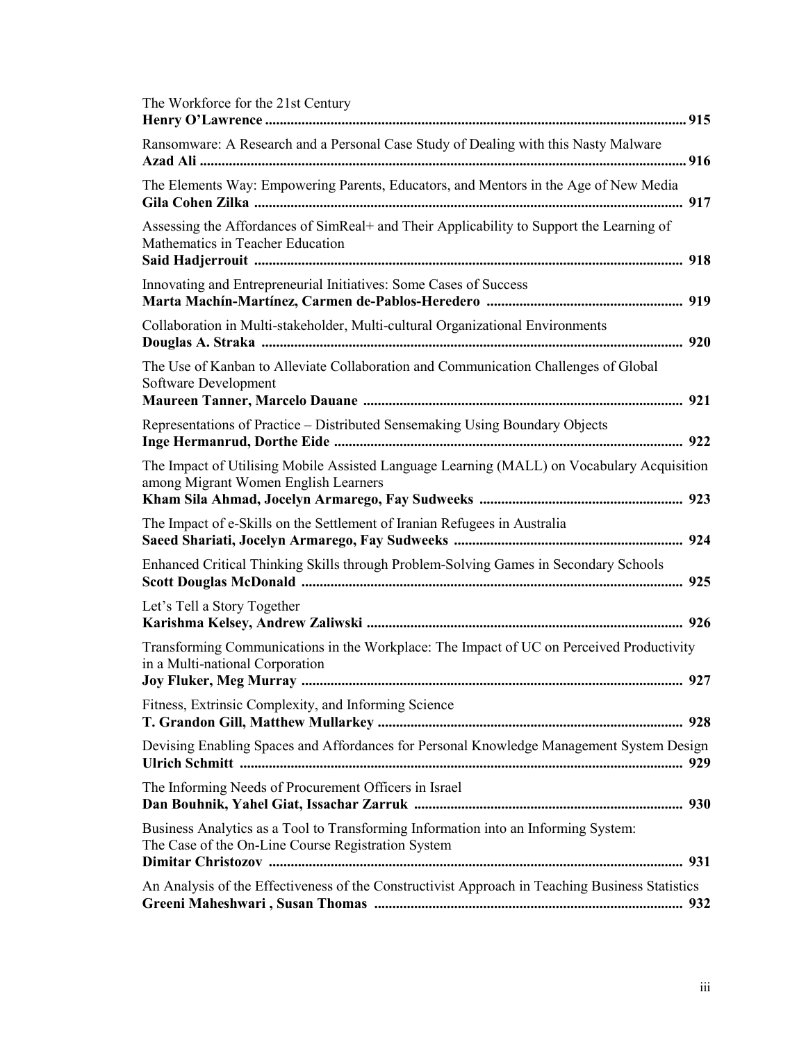The Workforce for the 21st Century
**Henry O'Lawrence** ........................................................................................................ 915

Ransomware: A Research and a Personal Case Study of Dealing with this Nasty Malware
**Azad Ali** ........................................................................................................................ 916

The Elements Way: Empowering Parents, Educators, and Mentors in the Age of New Media
**Gila Cohen Zilka** ........................................................................................................... 917

Assessing the Affordances of SimReal+ and Their Applicability to Support the Learning of Mathematics in Teacher Education
**Said Hadjerrouit** ............................................................................................................ 918

Innovating and Entrepreneurial Initiatives: Some Cases of Success
**Marta Machín-Martínez, Carmen de-Pablos-Heredero** ................................................. 919

Collaboration in Multi-stakeholder, Multi-cultural Organizational Environments
**Douglas A. Straka** ......................................................................................................... 920

The Use of Kanban to Alleviate Collaboration and Communication Challenges of Global Software Development
**Maureen Tanner, Marcelo Dauane** ................................................................................ 921

Representations of Practice – Distributed Sensemaking Using Boundary Objects
**Inge Hermanrud, Dorthe Eide** ........................................................................................ 922

The Impact of Utilising Mobile Assisted Language Learning (MALL) on Vocabulary Acquisition among Migrant Women English Learners
**Kham Sila Ahmad, Jocelyn Armarego, Fay Sudweeks** .................................................. 923

The Impact of e-Skills on the Settlement of Iranian Refugees in Australia
**Saeed Shariati, Jocelyn Armarego, Fay Sudweeks** ....................................................... 924

Enhanced Critical Thinking Skills through Problem-Solving Games in Secondary Schools
**Scott Douglas McDonald** ............................................................................................... 925

Let's Tell a Story Together
**Karishma Kelsey, Andrew Zaliwski** .............................................................................. 926

Transforming Communications in the Workplace: The Impact of UC on Perceived Productivity in a Multi-national Corporation
**Joy Fluker, Meg Murray** ................................................................................................ 927

Fitness, Extrinsic Complexity, and Informing Science
**T. Grandon Gill, Matthew Mullarkey** ............................................................................ 928

Devising Enabling Spaces and Affordances for Personal Knowledge Management System Design
**Ulrich Schmitt** ................................................................................................................ 929

The Informing Needs of Procurement Officers in Israel
**Dan Bouhnik, Yahel Giat, Issachar Zarruk** .................................................................. 930

Business Analytics as a Tool to Transforming Information into an Informing System: The Case of the On-Line Course Registration System
**Dimitar Christozov** ........................................................................................................ 931

An Analysis of the Effectiveness of the Constructivist Approach in Teaching Business Statistics
**Greeni Maheshwari , Susan Thomas** ............................................................................ 932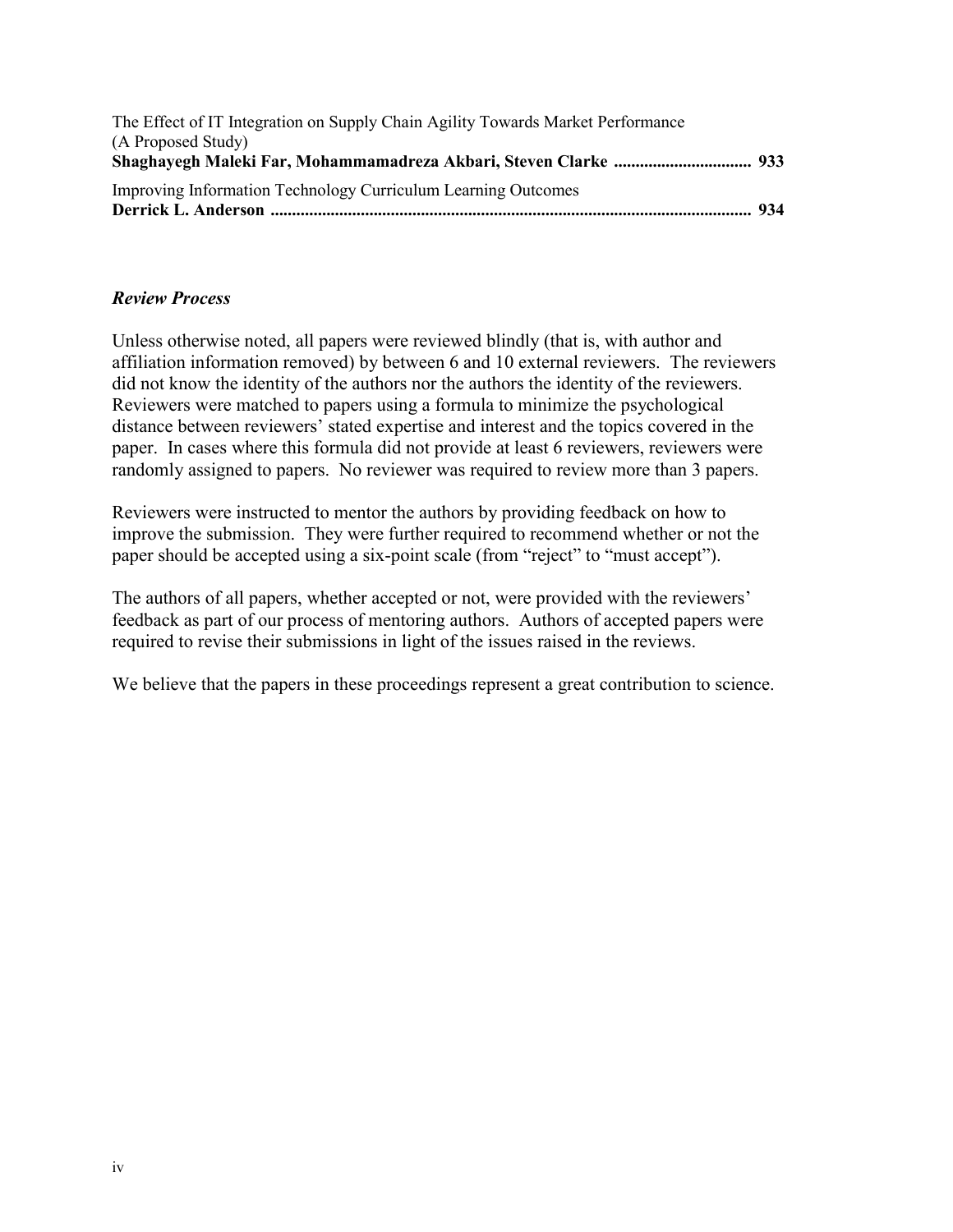The Effect of IT Integration on Supply Chain Agility Towards Market Performance (A Proposed Study)
**Shaghayegh Maleki Far, Mohammamadreza Akbari, Steven Clarke ................................ 933**

Improving Information Technology Curriculum Learning Outcomes
**Derrick L. Anderson ................................................................................................................ 934**

### *Review Process*

Unless otherwise noted, all papers were reviewed blindly (that is, with author and affiliation information removed) by between 6 and 10 external reviewers. The reviewers did not know the identity of the authors nor the authors the identity of the reviewers. Reviewers were matched to papers using a formula to minimize the psychological distance between reviewers' stated expertise and interest and the topics covered in the paper. In cases where this formula did not provide at least 6 reviewers, reviewers were randomly assigned to papers. No reviewer was required to review more than 3 papers.

Reviewers were instructed to mentor the authors by providing feedback on how to improve the submission. They were further required to recommend whether or not the paper should be accepted using a six-point scale (from "reject" to "must accept").

The authors of all papers, whether accepted or not, were provided with the reviewers' feedback as part of our process of mentoring authors. Authors of accepted papers were required to revise their submissions in light of the issues raised in the reviews.

We believe that the papers in these proceedings represent a great contribution to science.